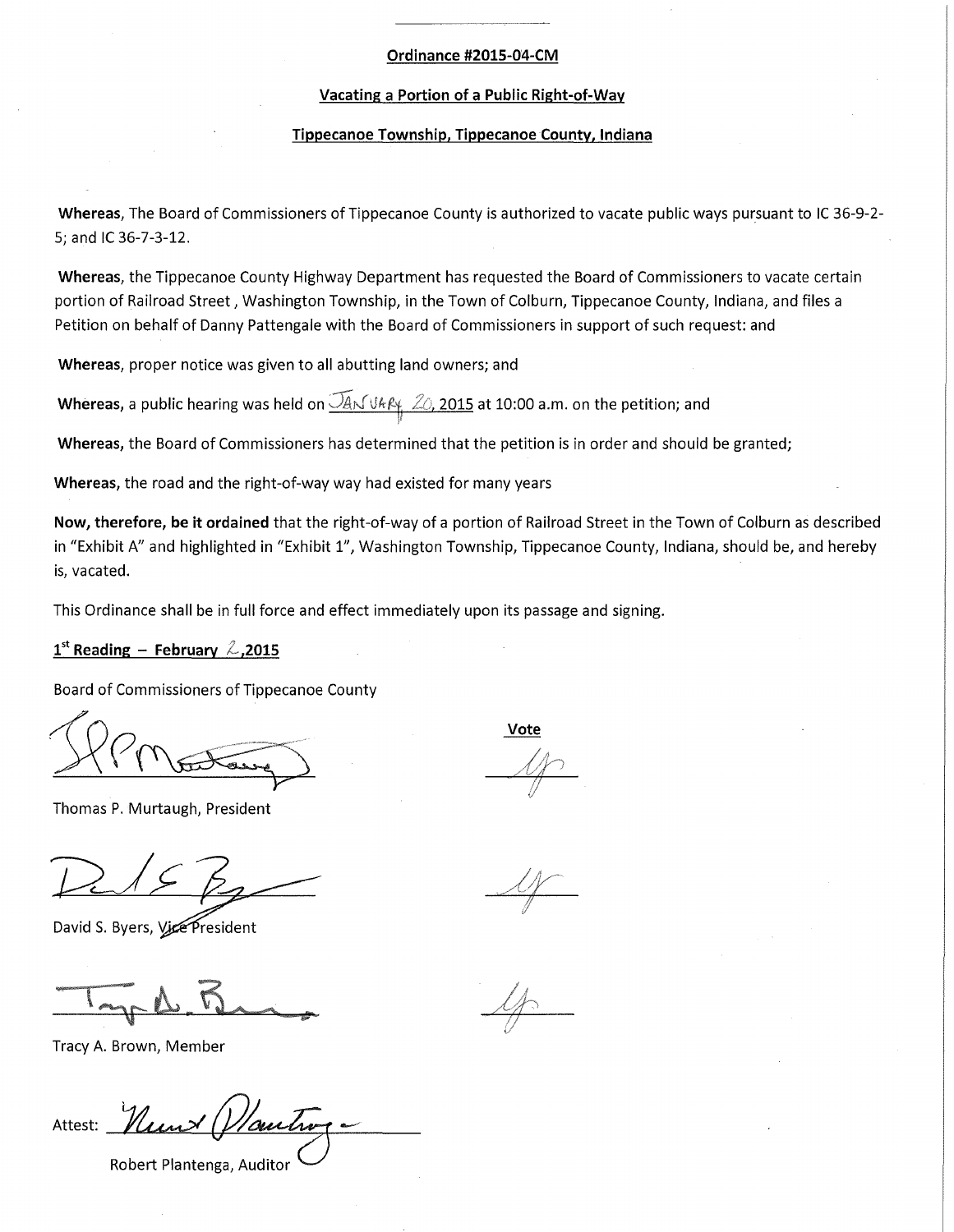**Ordinance #2015-04-CM**

**Vacating a Portion of a Public Right-of-Way**

**Tippecanoe Township, Tippecanoe County, Indiana**

**Whereas**, The Board of Commissioners of Tippecanoe County is authorized to vacate public ways pursuant to IC 36-9-2-5; and IC 36-7-3-12.

**Whereas**, the Tippecanoe County Highway Department has requested the Board of Commissioners to vacate certain portion of Railroad Street , Washington Township, in the Town of Colburn, Tippecanoe County, Indiana, and files a Petition on behalf of Danny Pattengale with the Board of Commissioners in support of such request: and

**Whereas**, proper notice was given to all abutting land owners; and

**Whereas**, a public hearing was held on JANUARY 20, 2015 at 10:00 a.m. on the petition; and

**Whereas**, the Board of Commissioners has determined that the petition is in order and should be granted;

**Whereas**, the road and the right-of-way way had existed for many years

**Now, therefore, be it ordained** that the right-of-way of a portion of Railroad Street in the Town of Colburn as described in "Exhibit A" and highlighted in "Exhibit 1", Washington Township, Tippecanoe County, Indiana, should be, and hereby is, vacated.

This Ordinance shall be in full force and effect immediately upon its passage and signing.

**1st Reading – February 2,2015**

Board of Commissioners of Tippecanoe County

| | Vote |
|---|---|
| Thomas P. Murtaugh, President | Ay |
| David S. Byers, Vice President | Ay |
| Tracy A. Brown, Member | Ay |

Attest: ______________________
Robert Plantenga, Auditor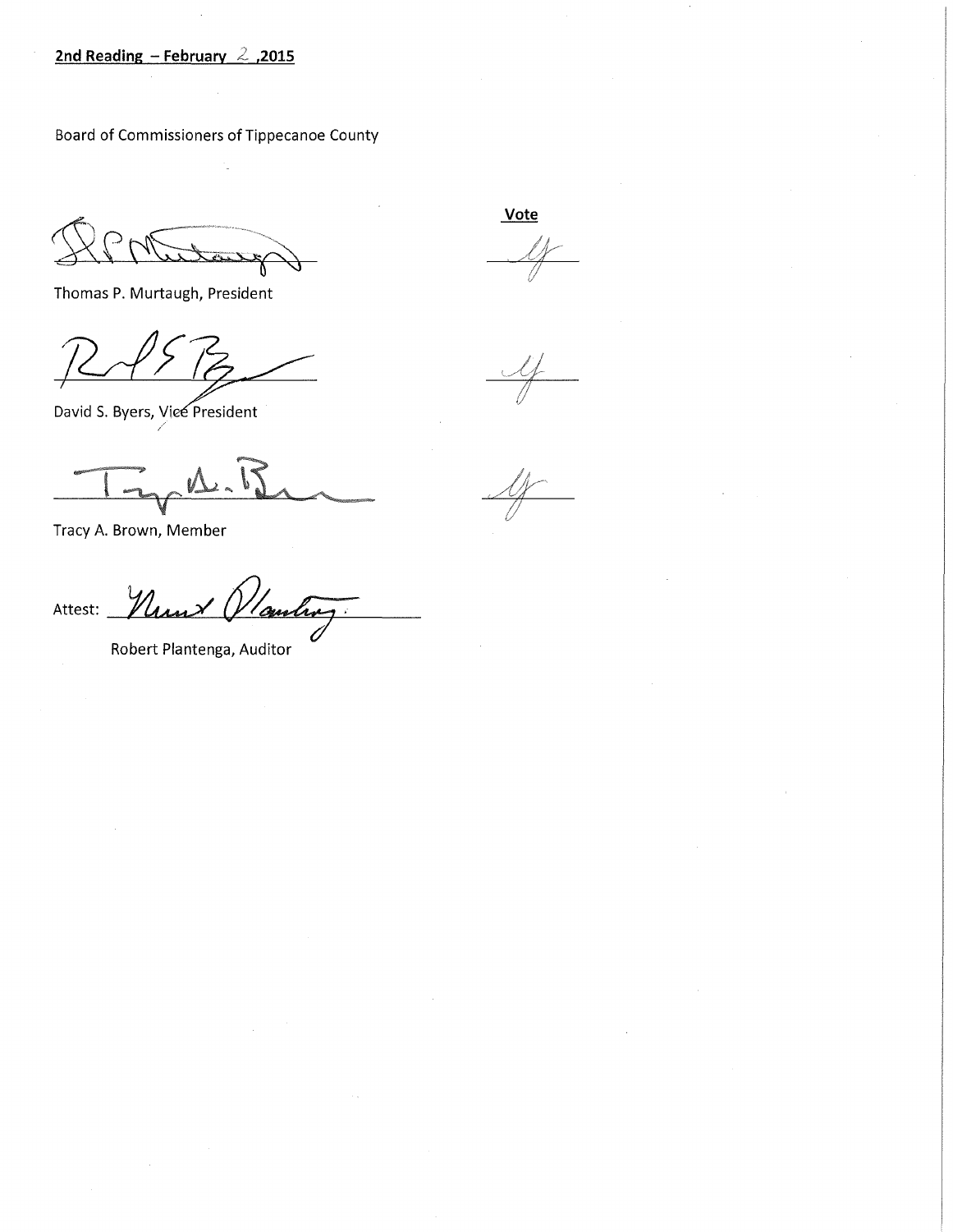**2nd Reading – February 2 ,2015**

Board of Commissioners of Tippecanoe County

| | **Vote** |
|---|---|
| Thomas P. Murtaugh, President | Y |
| David S. Byers, Vice President | Y |
| Tracy A. Brown, Member | Y |

Attest: ______________________

Robert Plantenga, Auditor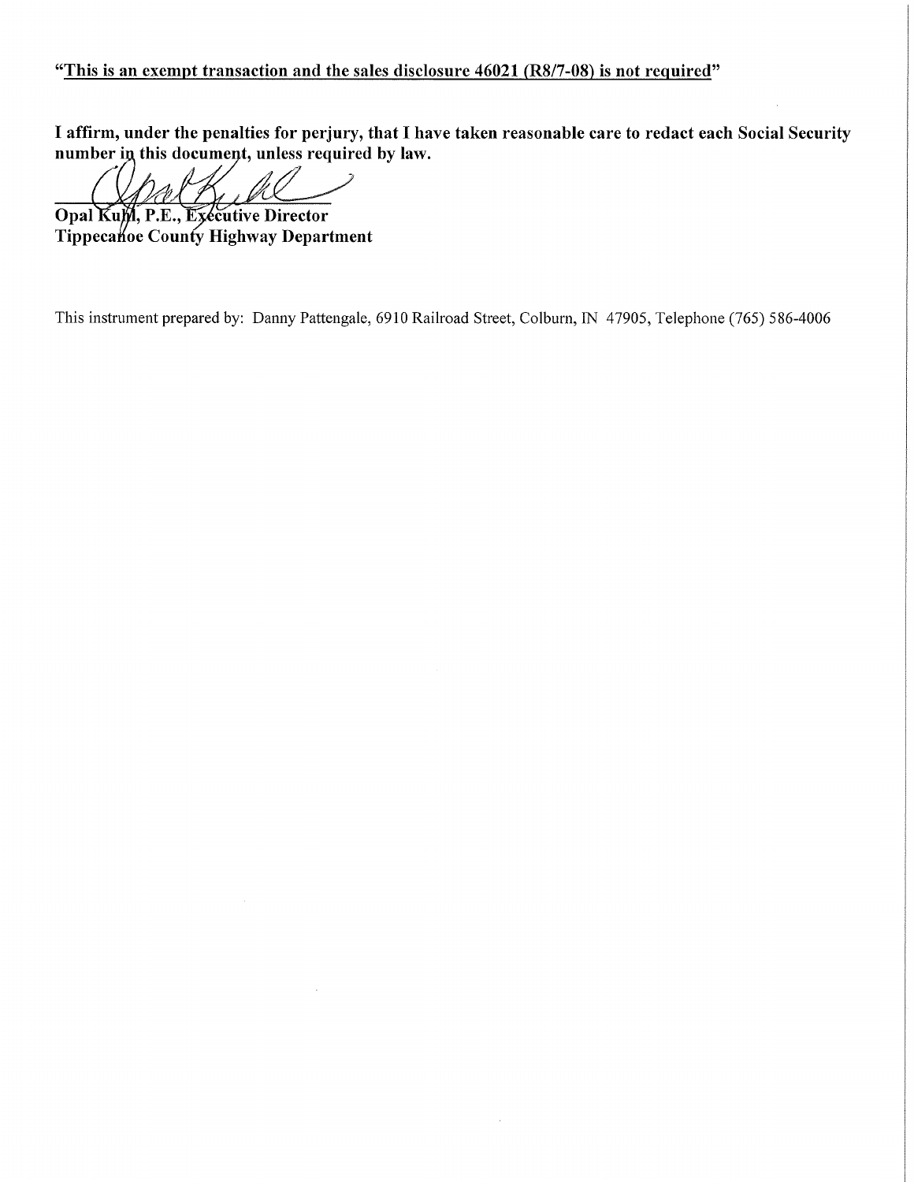**"This is an exempt transaction and the sales disclosure 46021 (R8/7-08) is not required"**

**I affirm, under the penalties for perjury, that I have taken reasonable care to redact each Social Security number in this document, unless required by law.**

**Opal Kuhl, P.E., Executive Director**
**Tippecanoe County Highway Department**

This instrument prepared by: Danny Pattengale, 6910 Railroad Street, Colburn, IN 47905, Telephone (765) 586-4006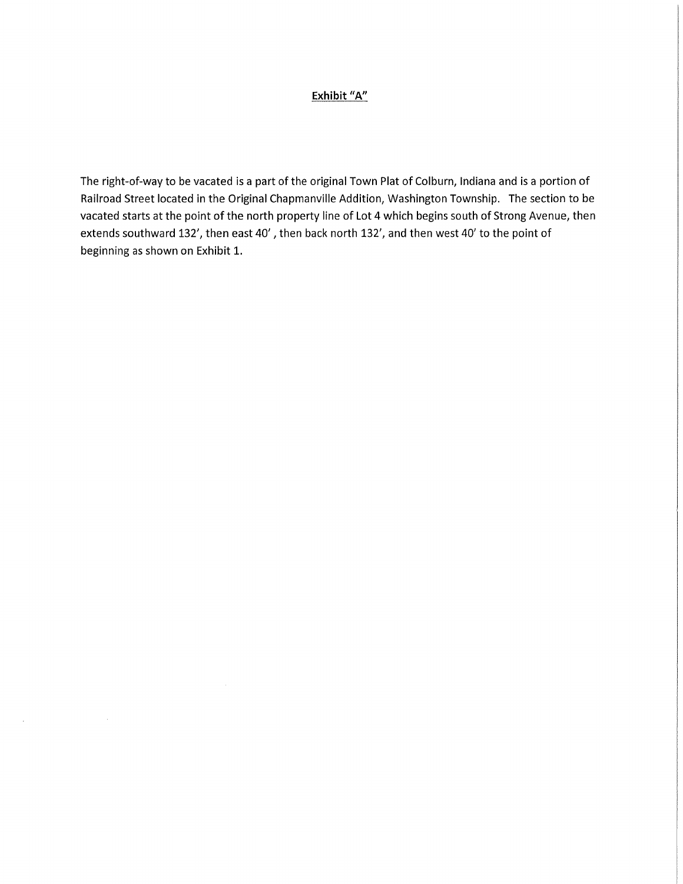**Exhibit "A"**

The right-of-way to be vacated is a part of the original Town Plat of Colburn, Indiana and is a portion of Railroad Street located in the Original Chapmanville Addition, Washington Township. The section to be vacated starts at the point of the north property line of Lot 4 which begins south of Strong Avenue, then extends southward 132', then east 40' , then back north 132', and then west 40' to the point of beginning as shown on Exhibit 1.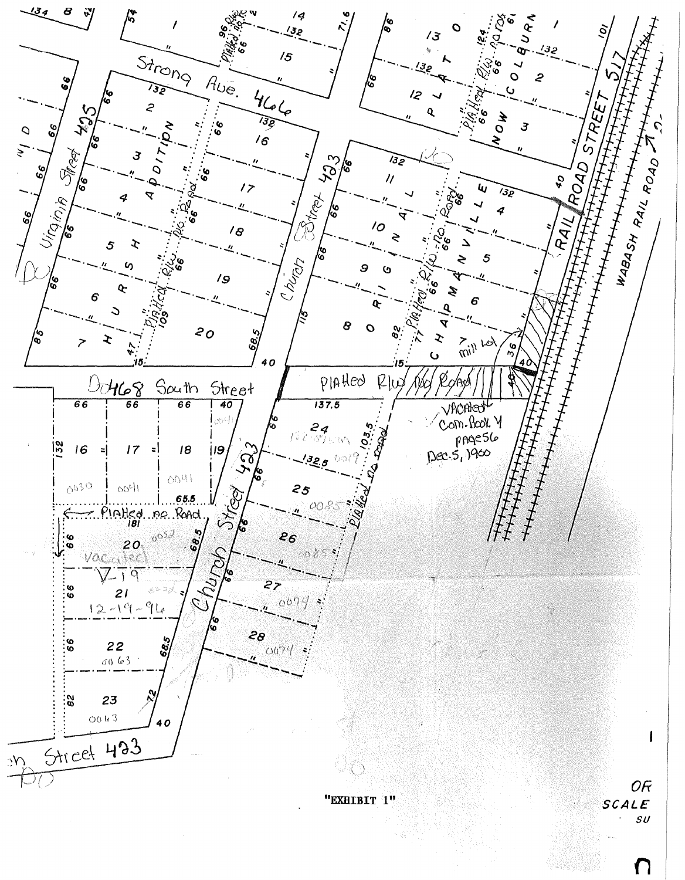Strong Ave. 466

Virginia Street 425

Church Street 423

South Street 468

Rail Road Street 517

Wabash Rail Road

Hursh Addition

Original Plat of Chapmanville

Plat of Colburn Now

Platted R/W no Road

Mill Lot

Vacated Com. Book Y page 56 Dec. 5, 1960

Platted no Road

Vacated V-19 12-19-96

Church Street 423

"EXHIBIT 1"

OR SCALE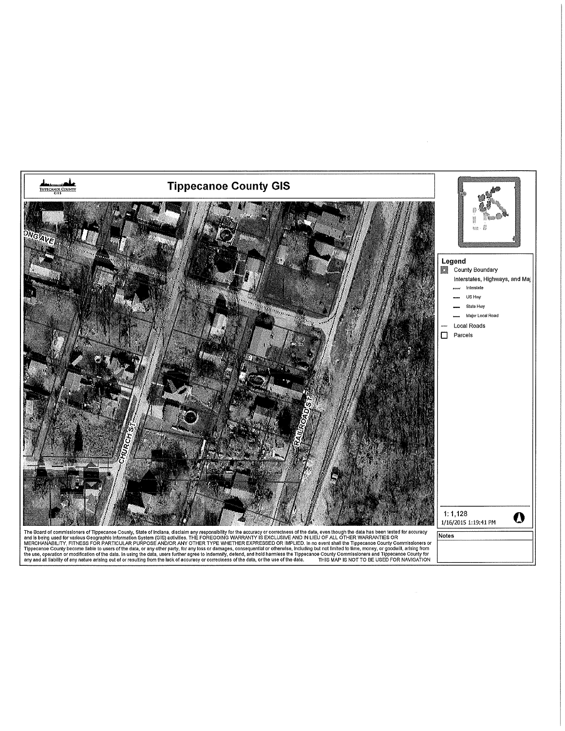# Tippecanoe County GIS

TIPPECANOE COUNTY GIS

ONG AVE

CHURCH ST

RAILROAD ST

**Legend**

- County Boundary
- Interstates, Highways, and Maj
  - Interstate
  - US Hwy
  - State Hwy
  - Major Local Road
- Local Roads
- Parcels

1: 1,128

1/16/2015 1:19:41 PM

The Board of commissioners of Tippecanoe County, State of Indiana, disclaim any responsibility for the accuracy or correctness of the data, even though the data has been tested for accuracy and is being used for various Geographic Information System (GIS) activities. THE FOREGOING WARRANTY IS EXCLUSIVE AND IN LIEU OF ALL OTHER WARRANTIES OR MERCHANABILITY, FITNESS FOR PARTICULAR PURPOSE AND/OR ANY OTHER TYPE WHETHER EXPRESSED OR IMPLIED. In no event shall the Tippecanoe County Commissioners or Tippecanoe County become liable to users of the data, or any other party, for any loss or damages, consequential or otherwise, including but not limited to time, money, or goodwill, arising from the use, operation or modification of the data. In using the data, users further agree to indemnify, defend, and hold harmless the Tippecanoe County Commissioners and Tippecanoe County for any and all liability of any nature arising out of or resulting from the lack of accuracy or correctness of the data, or the use of the data. THIS MAP IS NOT TO BE USED FOR NAVIGATION

**Notes**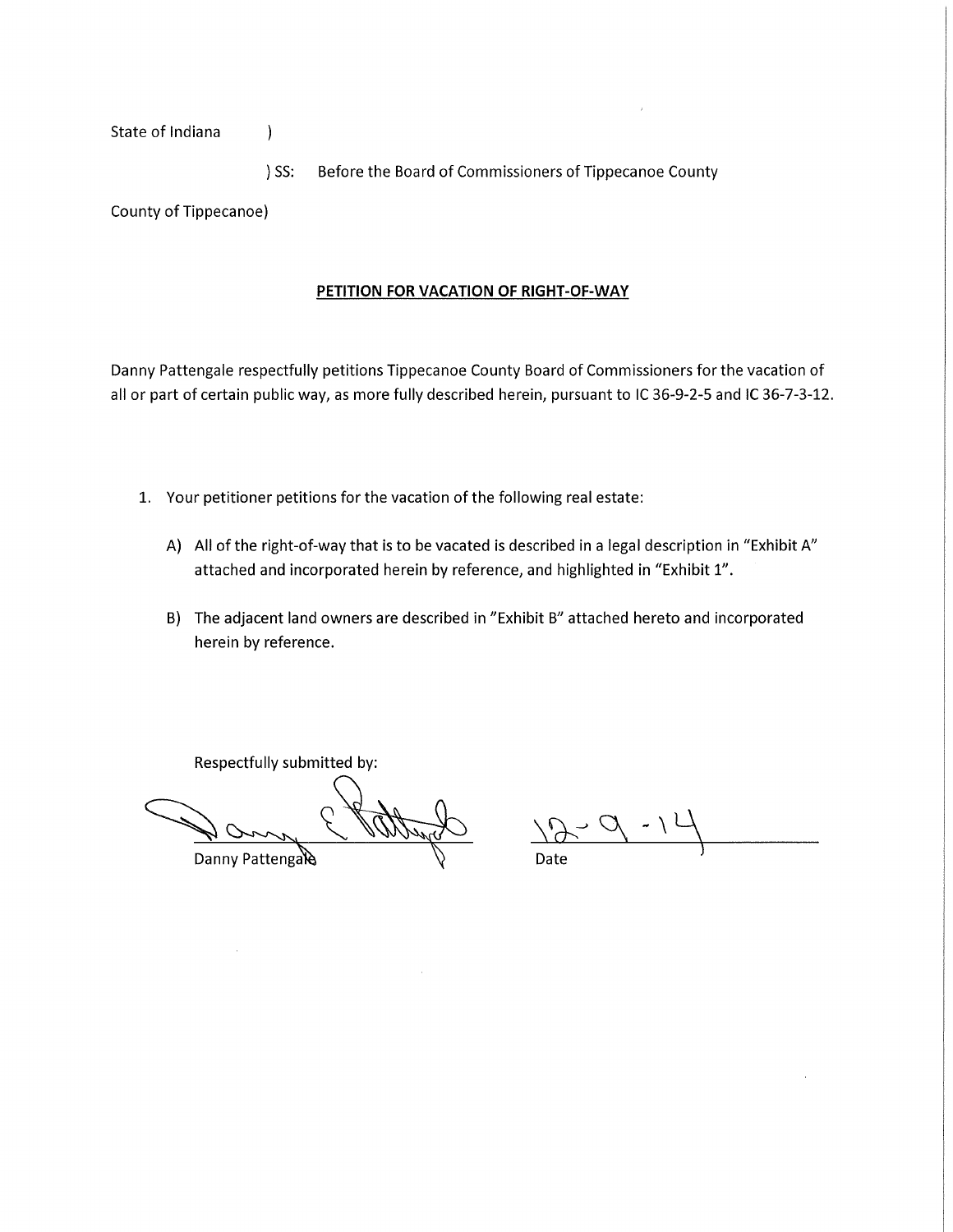State of Indiana )

) SS: Before the Board of Commissioners of Tippecanoe County

County of Tippecanoe)

**PETITION FOR VACATION OF RIGHT-OF-WAY**

Danny Pattengale respectfully petitions Tippecanoe County Board of Commissioners for the vacation of all or part of certain public way, as more fully described herein, pursuant to IC 36-9-2-5 and IC 36-7-3-12.

1. Your petitioner petitions for the vacation of the following real estate:

   A) All of the right-of-way that is to be vacated is described in a legal description in "Exhibit A" attached and incorporated herein by reference, and highlighted in "Exhibit 1".

   B) The adjacent land owners are described in "Exhibit B" attached hereto and incorporated herein by reference.

Respectfully submitted by:

Danny Pattengale

Date: 12-9-14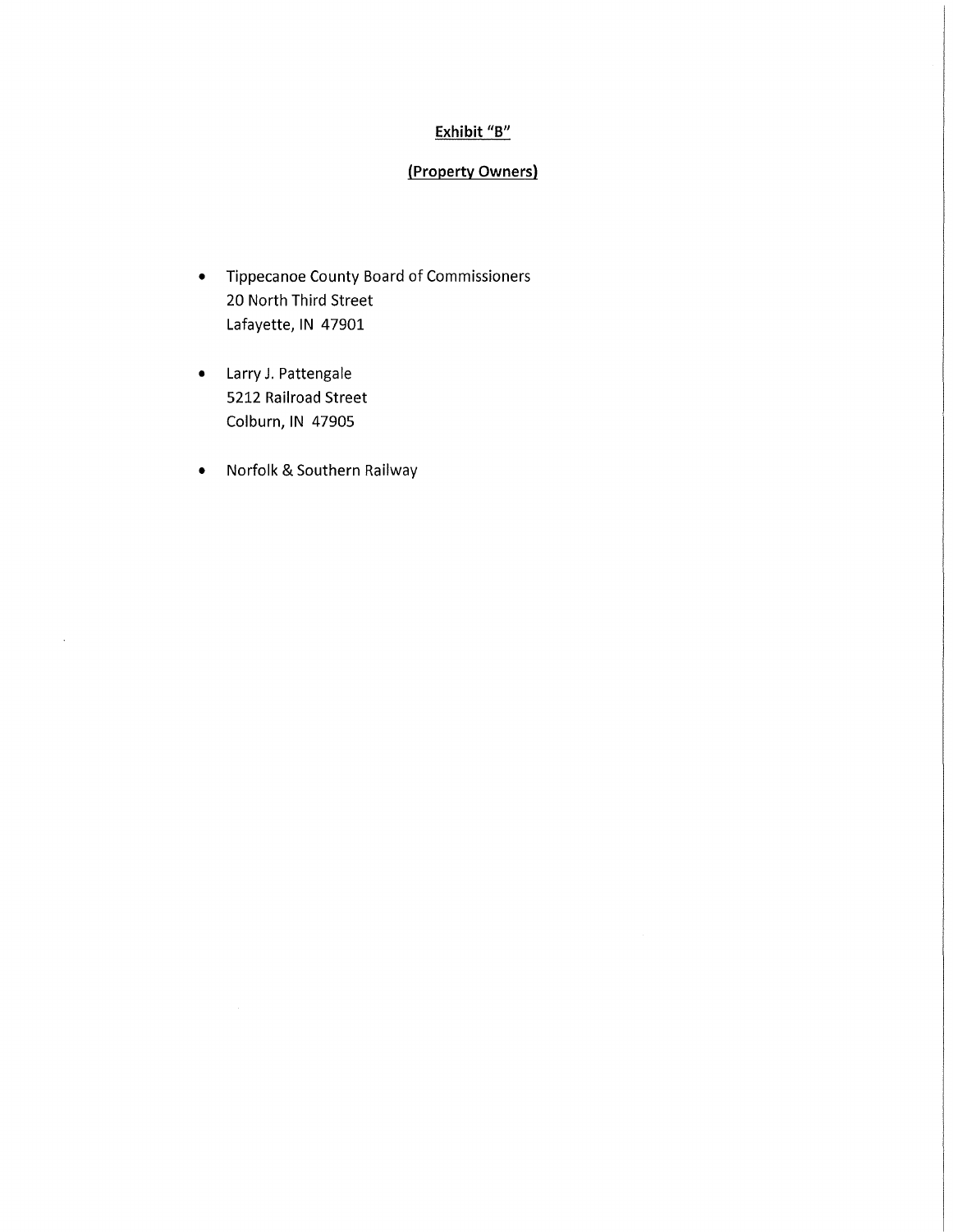**Exhibit "B"**

**(Property Owners)**

- Tippecanoe County Board of Commissioners
  20 North Third Street
  Lafayette, IN 47901

- Larry J. Pattengale
  5212 Railroad Street
  Colburn, IN 47905

- Norfolk & Southern Railway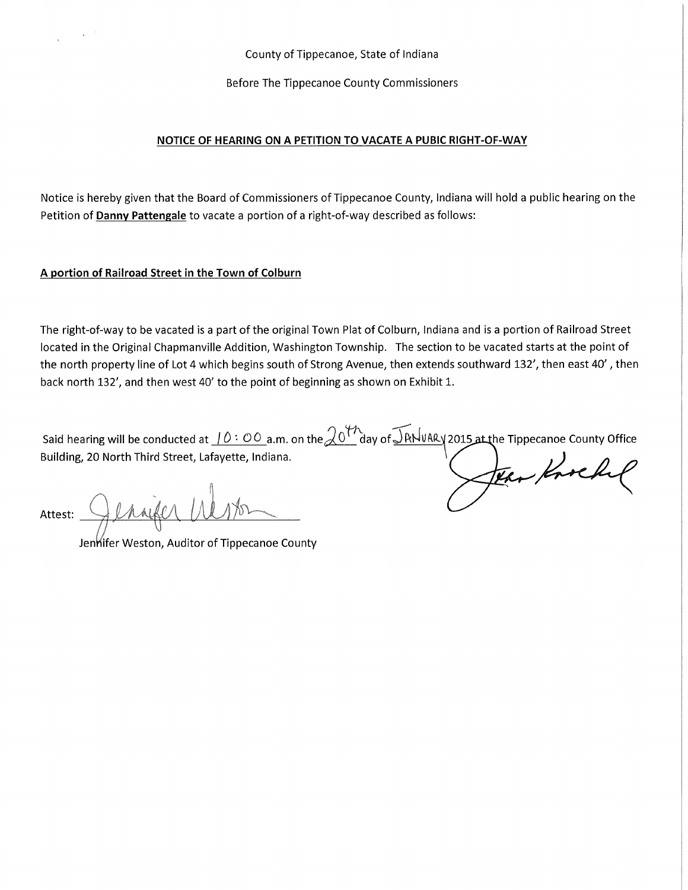County of Tippecanoe, State of Indiana

Before The Tippecanoe County Commissioners

**NOTICE OF HEARING ON A PETITION TO VACATE A PUBIC RIGHT-OF-WAY**

Notice is hereby given that the Board of Commissioners of Tippecanoe County, Indiana will hold a public hearing on the Petition of **Danny Pattengale** to vacate a portion of a right-of-way described as follows:

**A portion of Railroad Street in the Town of Colburn**

The right-of-way to be vacated is a part of the original Town Plat of Colburn, Indiana and is a portion of Railroad Street located in the Original Chapmanville Addition, Washington Township. The section to be vacated starts at the point of the north property line of Lot 4 which begins south of Strong Avenue, then extends southward 132', then east 40', then back north 132', and then west 40' to the point of beginning as shown on Exhibit 1.

Said hearing will be conducted at 10:00 a.m. on the 20th day of JANUARY 2015 at the Tippecanoe County Office Building, 20 North Third Street, Lafayette, Indiana.

Attest: Jennifer Weston

Jennifer Weston, Auditor of Tippecanoe County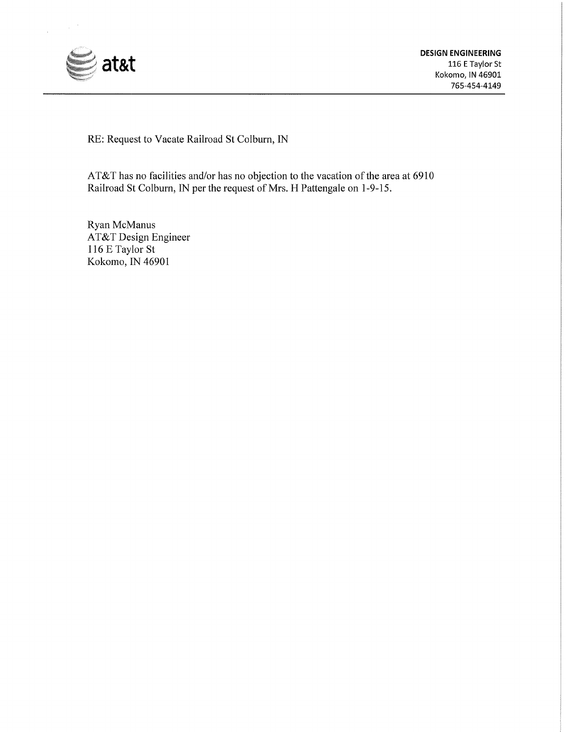at&t

**DESIGN ENGINEERING**
116 E Taylor St
Kokomo, IN 46901
765-454-4149

---

RE: Request to Vacate Railroad St Colburn, IN

AT&T has no facilities and/or has no objection to the vacation of the area at 6910 Railroad St Colburn, IN per the request of Mrs. H Pattengale on 1-9-15.

Ryan McManus
AT&T Design Engineer
116 E Taylor St
Kokomo, IN 46901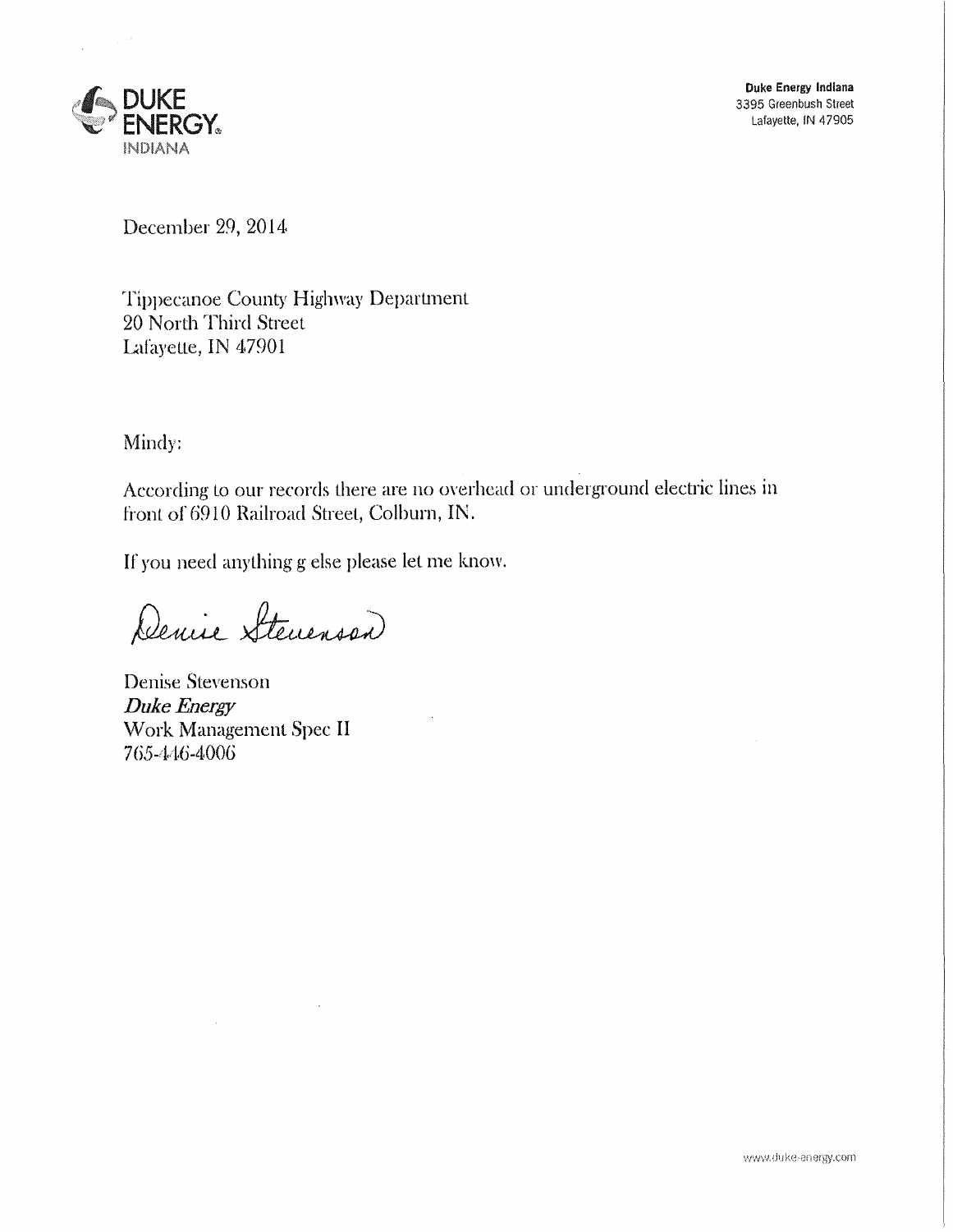**DUKE ENERGY.**
INDIANA

**Duke Energy Indiana**
3395 Greenbush Street
Lafayette, IN 47905

December 29, 2014

Tippecanoe County Highway Department
20 North Third Street
Lafayette, IN 47901

Mindy:

According to our records there are no overhead or underground electric lines in front of 6910 Railroad Street, Colburn, IN.

If you need anything g else please let me know.

Denise Stevenson

Denise Stevenson
***Duke Energy***
Work Management Spec II
765-446-4006

www.duke-energy.com